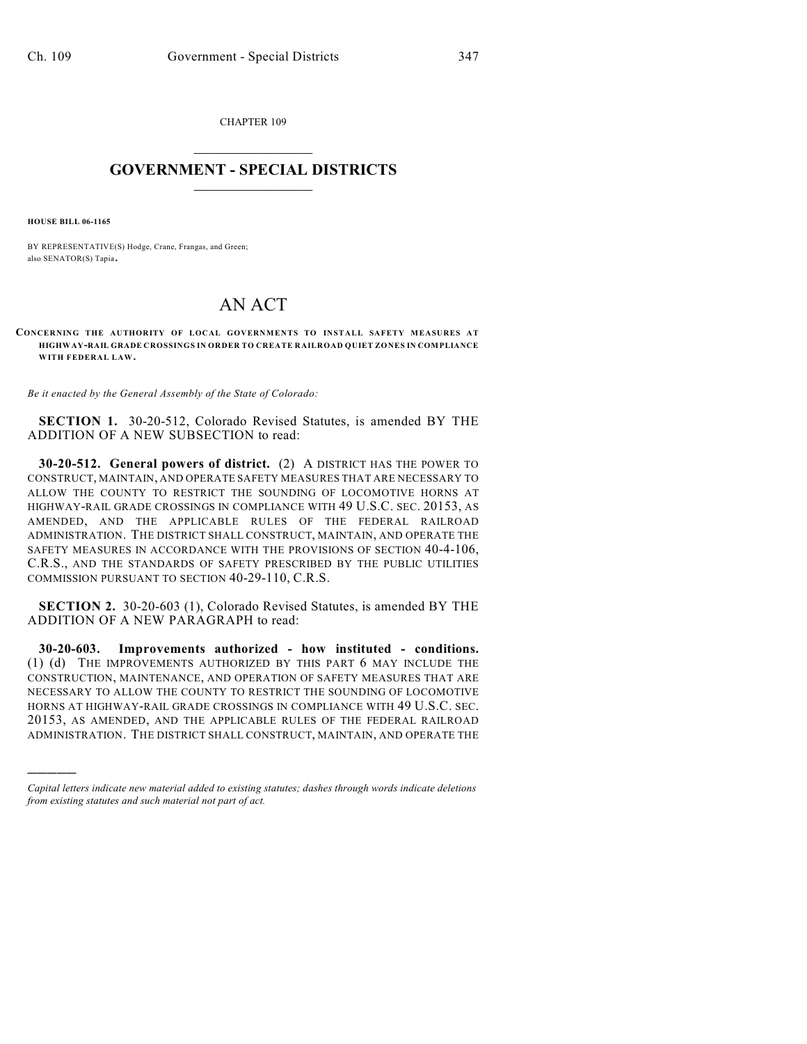CHAPTER 109

# GOVERNMENT - SPECIAL DISTRICTS

**HOUSE BILL 06-1165**

BY REPRESENTATIVE(S) Hodge, Crane, Frangas, and Green;
also SENATOR(S) Tapia.

# AN ACT

**CONCERNING THE AUTHORITY OF LOCAL GOVERNMENTS TO INSTALL SAFETY MEASURES AT HIGHWAY-RAIL GRADE CROSSINGS IN ORDER TO CREATE RAILROAD QUIET ZONES IN COMPLIANCE WITH FEDERAL LAW.**

*Be it enacted by the General Assembly of the State of Colorado:*

**SECTION 1.** 30-20-512, Colorado Revised Statutes, is amended BY THE ADDITION OF A NEW SUBSECTION to read:

**30-20-512. General powers of district.** (2) A DISTRICT HAS THE POWER TO CONSTRUCT, MAINTAIN, AND OPERATE SAFETY MEASURES THAT ARE NECESSARY TO ALLOW THE COUNTY TO RESTRICT THE SOUNDING OF LOCOMOTIVE HORNS AT HIGHWAY-RAIL GRADE CROSSINGS IN COMPLIANCE WITH 49 U.S.C. SEC. 20153, AS AMENDED, AND THE APPLICABLE RULES OF THE FEDERAL RAILROAD ADMINISTRATION. THE DISTRICT SHALL CONSTRUCT, MAINTAIN, AND OPERATE THE SAFETY MEASURES IN ACCORDANCE WITH THE PROVISIONS OF SECTION 40-4-106, C.R.S., AND THE STANDARDS OF SAFETY PRESCRIBED BY THE PUBLIC UTILITIES COMMISSION PURSUANT TO SECTION 40-29-110, C.R.S.

**SECTION 2.** 30-20-603 (1), Colorado Revised Statutes, is amended BY THE ADDITION OF A NEW PARAGRAPH to read:

**30-20-603. Improvements authorized - how instituted - conditions.** (1) (d) THE IMPROVEMENTS AUTHORIZED BY THIS PART 6 MAY INCLUDE THE CONSTRUCTION, MAINTENANCE, AND OPERATION OF SAFETY MEASURES THAT ARE NECESSARY TO ALLOW THE COUNTY TO RESTRICT THE SOUNDING OF LOCOMOTIVE HORNS AT HIGHWAY-RAIL GRADE CROSSINGS IN COMPLIANCE WITH 49 U.S.C. SEC. 20153, AS AMENDED, AND THE APPLICABLE RULES OF THE FEDERAL RAILROAD ADMINISTRATION. THE DISTRICT SHALL CONSTRUCT, MAINTAIN, AND OPERATE THE

---

*Capital letters indicate new material added to existing statutes; dashes through words indicate deletions from existing statutes and such material not part of act.*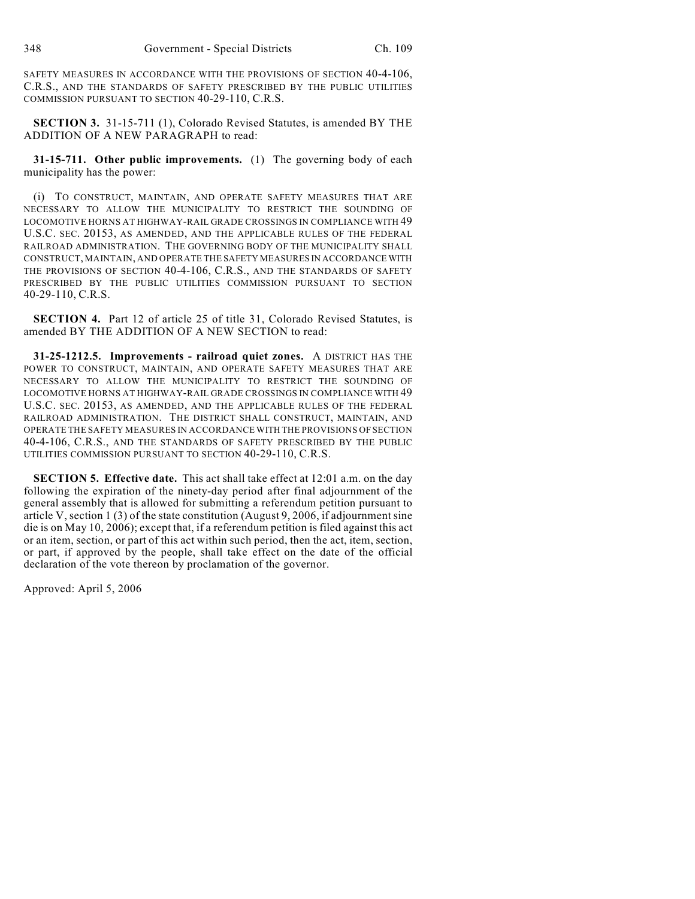SAFETY MEASURES IN ACCORDANCE WITH THE PROVISIONS OF SECTION 40-4-106, C.R.S., AND THE STANDARDS OF SAFETY PRESCRIBED BY THE PUBLIC UTILITIES COMMISSION PURSUANT TO SECTION 40-29-110, C.R.S.

**SECTION 3.** 31-15-711 (1), Colorado Revised Statutes, is amended BY THE ADDITION OF A NEW PARAGRAPH to read:

**31-15-711. Other public improvements.** (1) The governing body of each municipality has the power:

(i) TO CONSTRUCT, MAINTAIN, AND OPERATE SAFETY MEASURES THAT ARE NECESSARY TO ALLOW THE MUNICIPALITY TO RESTRICT THE SOUNDING OF LOCOMOTIVE HORNS AT HIGHWAY-RAIL GRADE CROSSINGS IN COMPLIANCE WITH 49 U.S.C. SEC. 20153, AS AMENDED, AND THE APPLICABLE RULES OF THE FEDERAL RAILROAD ADMINISTRATION. THE GOVERNING BODY OF THE MUNICIPALITY SHALL CONSTRUCT, MAINTAIN, AND OPERATE THE SAFETY MEASURES IN ACCORDANCE WITH THE PROVISIONS OF SECTION 40-4-106, C.R.S., AND THE STANDARDS OF SAFETY PRESCRIBED BY THE PUBLIC UTILITIES COMMISSION PURSUANT TO SECTION 40-29-110, C.R.S.

**SECTION 4.** Part 12 of article 25 of title 31, Colorado Revised Statutes, is amended BY THE ADDITION OF A NEW SECTION to read:

**31-25-1212.5. Improvements - railroad quiet zones.** A DISTRICT HAS THE POWER TO CONSTRUCT, MAINTAIN, AND OPERATE SAFETY MEASURES THAT ARE NECESSARY TO ALLOW THE MUNICIPALITY TO RESTRICT THE SOUNDING OF LOCOMOTIVE HORNS AT HIGHWAY-RAIL GRADE CROSSINGS IN COMPLIANCE WITH 49 U.S.C. SEC. 20153, AS AMENDED, AND THE APPLICABLE RULES OF THE FEDERAL RAILROAD ADMINISTRATION. THE DISTRICT SHALL CONSTRUCT, MAINTAIN, AND OPERATE THE SAFETY MEASURES IN ACCORDANCE WITH THE PROVISIONS OF SECTION 40-4-106, C.R.S., AND THE STANDARDS OF SAFETY PRESCRIBED BY THE PUBLIC UTILITIES COMMISSION PURSUANT TO SECTION 40-29-110, C.R.S.

**SECTION 5. Effective date.** This act shall take effect at 12:01 a.m. on the day following the expiration of the ninety-day period after final adjournment of the general assembly that is allowed for submitting a referendum petition pursuant to article V, section 1 (3) of the state constitution (August 9, 2006, if adjournment sine die is on May 10, 2006); except that, if a referendum petition is filed against this act or an item, section, or part of this act within such period, then the act, item, section, or part, if approved by the people, shall take effect on the date of the official declaration of the vote thereon by proclamation of the governor.

Approved: April 5, 2006